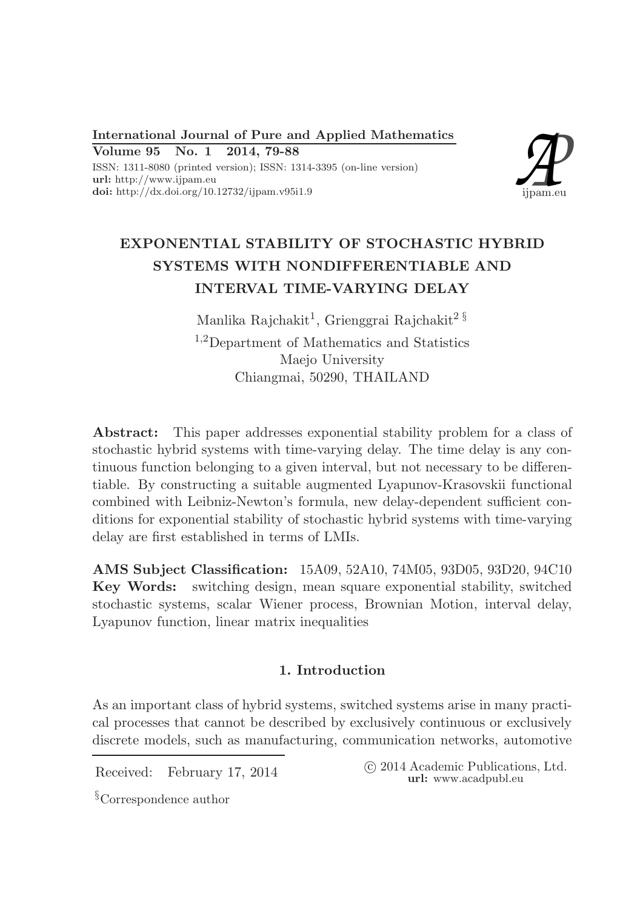# EXPONENTIAL STABILITY OF STOCHASTIC HYBRID SYSTEMS WITH NONDIFFERENTIABLE AND INTERVAL TIME-VARYING DELAY

Manlika Rajchakit[1], Grienggrai Rajchakit[2 §]

[1,2]Department of Mathematics and Statistics
Maejo University
Chiangmai, 50290, THAILAND

**Abstract:** This paper addresses exponential stability problem for a class of stochastic hybrid systems with time-varying delay. The time delay is any continuous function belonging to a given interval, but not necessary to be differentiable. By constructing a suitable augmented Lyapunov-Krasovskii functional combined with Leibniz-Newton's formula, new delay-dependent sufficient conditions for exponential stability of stochastic hybrid systems with time-varying delay are first established in terms of LMIs.

**AMS Subject Classification:** 15A09, 52A10, 74M05, 93D05, 93D20, 94C10
**Key Words:** switching design, mean square exponential stability, switched stochastic systems, scalar Wiener process, Brownian Motion, interval delay, Lyapunov function, linear matrix inequalities

## 1. Introduction

As an important class of hybrid systems, switched systems arise in many practical processes that cannot be described by exclusively continuous or exclusively discrete models, such as manufacturing, communication networks, automotive

Received: February 17, 2014

© 2014 Academic Publications, Ltd.
**url:** www.acadpubl.eu

[§]Correspondence author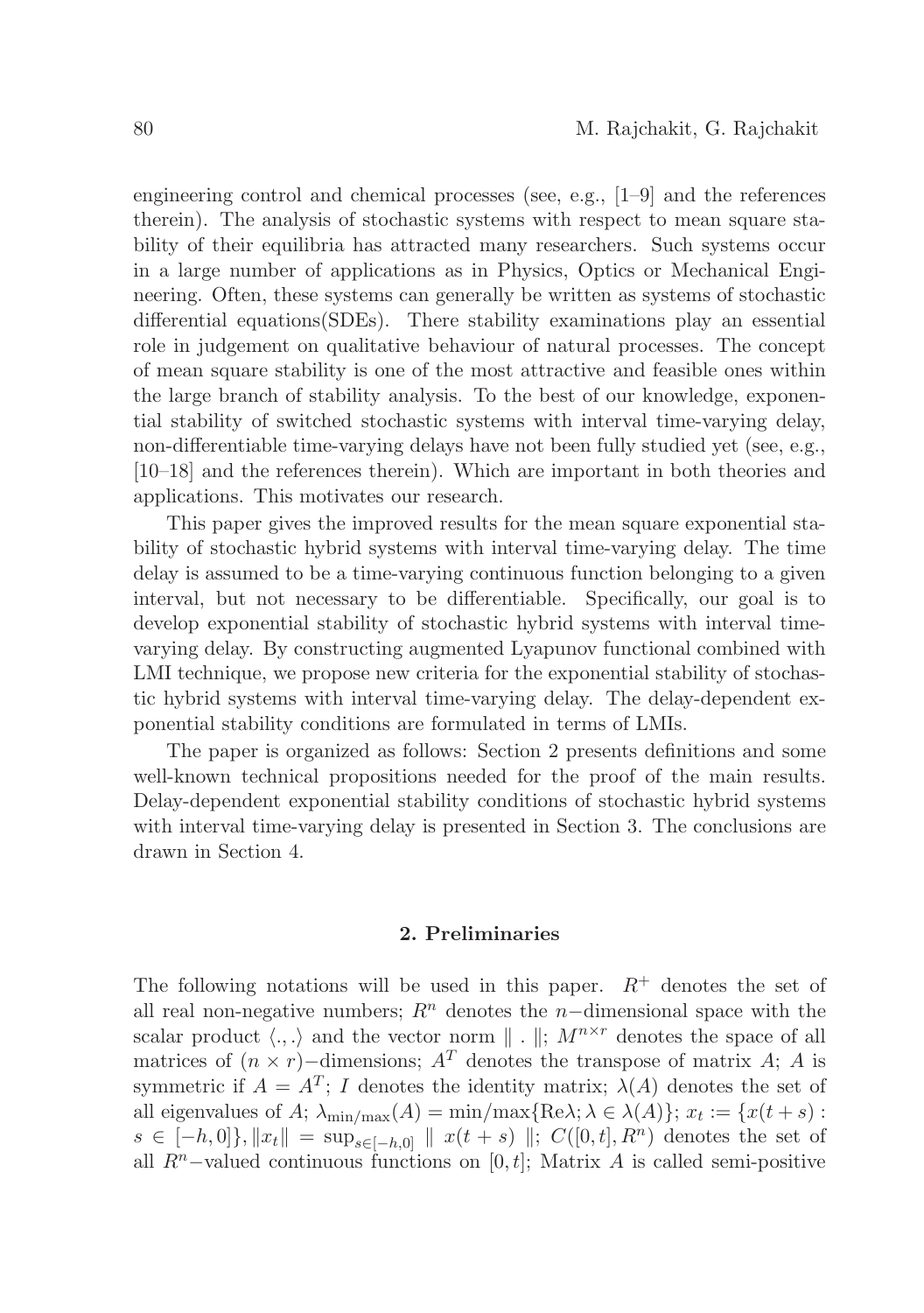engineering control and chemical processes (see, e.g., [1–9] and the references therein). The analysis of stochastic systems with respect to mean square stability of their equilibria has attracted many researchers. Such systems occur in a large number of applications as in Physics, Optics or Mechanical Engineering. Often, these systems can generally be written as systems of stochastic differential equations(SDEs). There stability examinations play an essential role in judgement on qualitative behaviour of natural processes. The concept of mean square stability is one of the most attractive and feasible ones within the large branch of stability analysis. To the best of our knowledge, exponential stability of switched stochastic systems with interval time-varying delay, non-differentiable time-varying delays have not been fully studied yet (see, e.g., [10–18] and the references therein). Which are important in both theories and applications. This motivates our research.

This paper gives the improved results for the mean square exponential stability of stochastic hybrid systems with interval time-varying delay. The time delay is assumed to be a time-varying continuous function belonging to a given interval, but not necessary to be differentiable. Specifically, our goal is to develop exponential stability of stochastic hybrid systems with interval time-varying delay. By constructing augmented Lyapunov functional combined with LMI technique, we propose new criteria for the exponential stability of stochastic hybrid systems with interval time-varying delay. The delay-dependent exponential stability conditions are formulated in terms of LMIs.

The paper is organized as follows: Section 2 presents definitions and some well-known technical propositions needed for the proof of the main results. Delay-dependent exponential stability conditions of stochastic hybrid systems with interval time-varying delay is presented in Section 3. The conclusions are drawn in Section 4.

## 2. Preliminaries

The following notations will be used in this paper. $R^+$ denotes the set of all real non-negative numbers; $R^n$ denotes the $n-$dimensional space with the scalar product $\langle .,. \rangle$ and the vector norm $\| \, . \, \|$; $M^{n\times r}$ denotes the space of all matrices of $(n \times r)-$dimensions; $A^T$ denotes the transpose of matrix $A$; $A$ is symmetric if $A = A^T$; $I$ denotes the identity matrix; $\lambda(A)$ denotes the set of all eigenvalues of $A$; $\lambda_{\min/\max}(A) = \min/\max\{\text{Re}\lambda; \lambda \in \lambda(A)\}$; $x_t := \{x(t+s) : s \in [-h, 0]\}, \|x_t\| = \sup_{s\in[-h,0]} \| \, x(t+s) \, \|$; $C([0,t], R^n)$ denotes the set of all $R^n-$valued continuous functions on $[0,t]$; Matrix $A$ is called semi-positive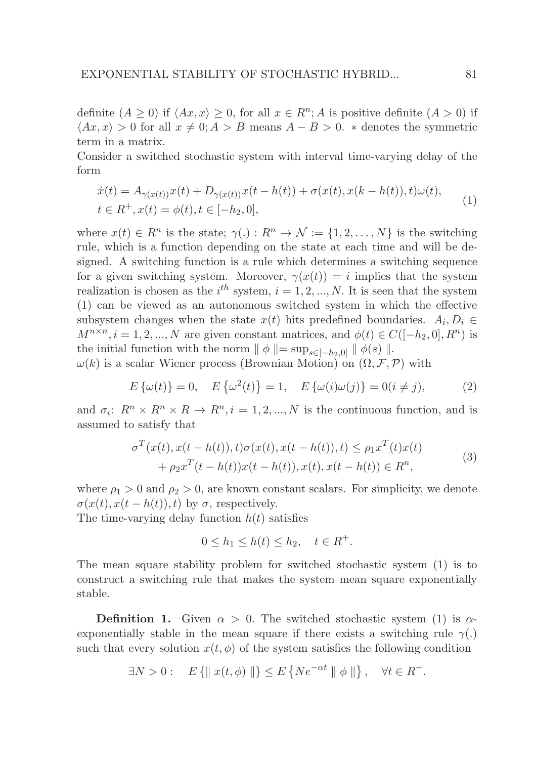definite ($A \geq 0$) if $\langle Ax, x\rangle \geq 0$, for all $x \in R^n$; $A$ is positive definite ($A > 0$) if $\langle Ax, x\rangle > 0$ for all $x \neq 0$; $A > B$ means $A - B > 0$. $*$ denotes the symmetric term in a matrix.

Consider a switched stochastic system with interval time-varying delay of the form

$$
\begin{aligned}
&\dot{x}(t) = A_{\gamma(x(t))}x(t) + D_{\gamma(x(t))}x(t - h(t)) + \sigma(x(t), x(k - h(t)), t)\omega(t), \\
&t \in R^+, x(t) = \phi(t), t \in [-h_2, 0],
\end{aligned} \tag{1}
$$

where $x(t) \in R^n$ is the state; $\gamma(.) : R^n \to \mathcal{N} := \{1, 2, \ldots, N\}$ is the switching rule, which is a function depending on the state at each time and will be designed. A switching function is a rule which determines a switching sequence for a given switching system. Moreover, $\gamma(x(t)) = i$ implies that the system realization is chosen as the $i^{th}$ system, $i = 1, 2, ..., N$. It is seen that the system (1) can be viewed as an autonomous switched system in which the effective subsystem changes when the state $x(t)$ hits predefined boundaries. $A_i, D_i \in M^{n\times n}, i = 1, 2, ..., N$ are given constant matrices, and $\phi(t) \in C([-h_2, 0], R^n)$ is the initial function with the norm $\| \phi \| = \sup_{s\in[-h_2,0]} \| \phi(s) \|$.

$\omega(k)$ is a scalar Wiener process (Brownian Motion) on $(\Omega, \mathcal{F}, \mathcal{P})$ with

$$
E\{\omega(t)\} = 0, \quad E\{\omega^2(t)\} = 1, \quad E\{\omega(i)\omega(j)\} = 0 (i \neq j), \tag{2}
$$

and $\sigma_i$: $R^n \times R^n \times R \to R^n, i = 1, 2, ..., N$ is the continuous function, and is assumed to satisfy that

$$
\begin{aligned}
\sigma^T(x(t), x(t - h(t)), t)\sigma(x(t), x(t - h(t)), t) &\leq \rho_1 x^T(t)x(t) \\
&+ \rho_2 x^T(t - h(t))x(t - h(t)), x(t), x(t - h(t)) \in R^n,
\end{aligned} \tag{3}
$$

where $\rho_1 > 0$ and $\rho_2 > 0$, are known constant scalars. For simplicity, we denote $\sigma(x(t), x(t - h(t)), t)$ by $\sigma$, respectively.

The time-varying delay function $h(t)$ satisfies

$$
0 \leq h_1 \leq h(t) \leq h_2, \quad t \in R^+.
$$

The mean square stability problem for switched stochastic system (1) is to construct a switching rule that makes the system mean square exponentially stable.

**Definition 1.** Given $\alpha > 0$. The switched stochastic system (1) is $\alpha$-exponentially stable in the mean square if there exists a switching rule $\gamma(.)$ such that every solution $x(t, \phi)$ of the system satisfies the following condition

$$
\exists N > 0 : \quad E\{\| x(t, \phi) \|\} \leq E\{Ne^{-\alpha t} \| \phi \|\}, \quad \forall t \in R^+.
$$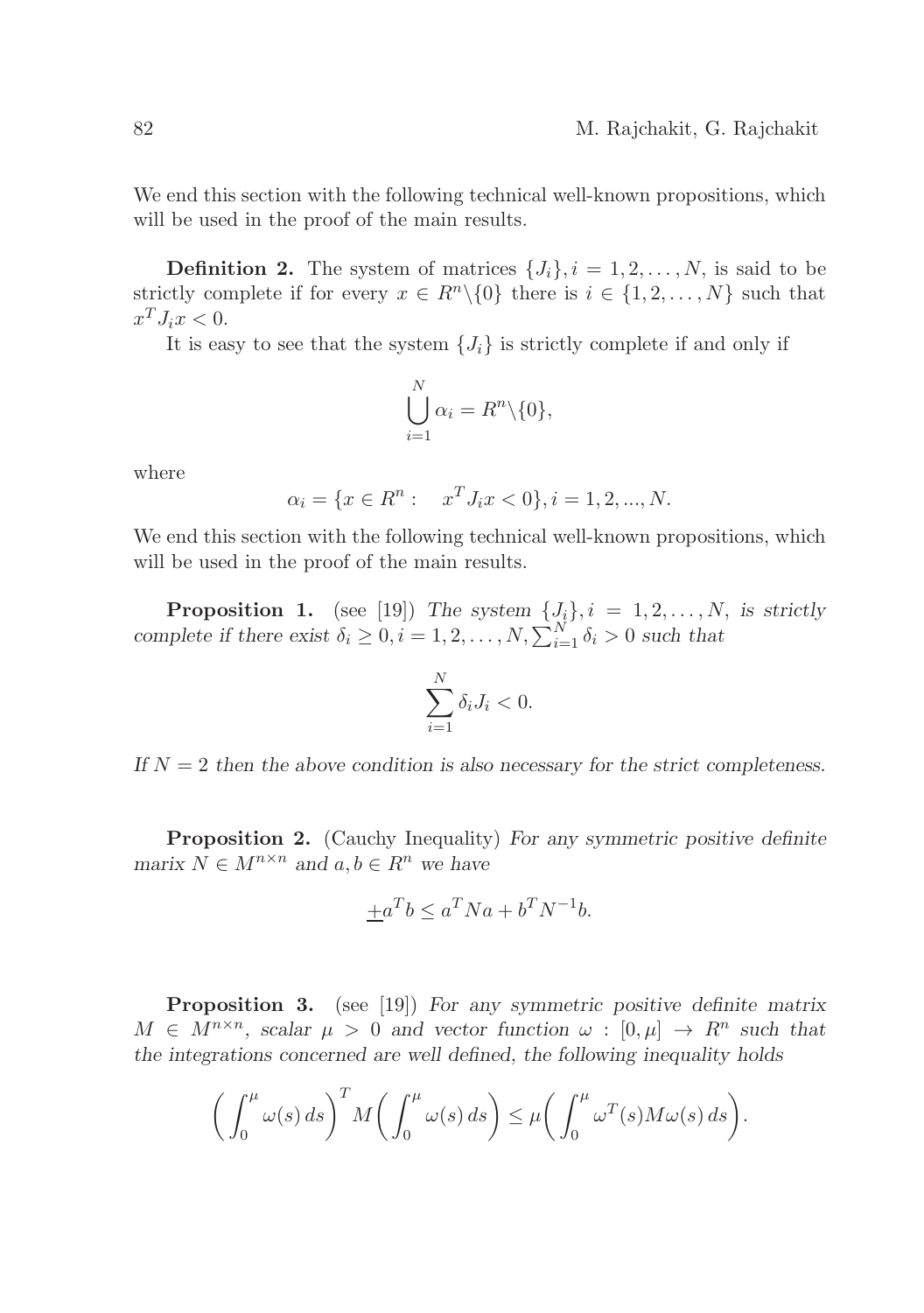We end this section with the following technical well-known propositions, which will be used in the proof of the main results.

**Definition 2.** The system of matrices $\{J_i\}, i = 1, 2, \ldots, N$, is said to be strictly complete if for every $x \in R^n \backslash \{0\}$ there is $i \in \{1, 2, \ldots, N\}$ such that $x^T J_i x < 0$.

It is easy to see that the system $\{J_i\}$ is strictly complete if and only if

$$\bigcup_{i=1}^{N} \alpha_i = R^n \backslash \{0\},$$

where

$$\alpha_i = \{x \in R^n : \quad x^T J_i x < 0\}, i = 1, 2, ..., N.$$

We end this section with the following technical well-known propositions, which will be used in the proof of the main results.

**Proposition 1.** (see [19]) *The system $\{J_i\}, i = 1, 2, \ldots, N$, is strictly complete if there exist $\delta_i \geq 0, i = 1, 2, \ldots, N, \sum_{i=1}^{N} \delta_i > 0$ such that*

$$\sum_{i=1}^{N} \delta_i J_i < 0.$$

*If $N = 2$ then the above condition is also necessary for the strict completeness.*

**Proposition 2.** (Cauchy Inequality) *For any symmetric positive definite marix $N \in M^{n \times n}$ and $a, b \in R^n$ we have*

$$\pm a^T b \leq a^T N a + b^T N^{-1} b.$$

**Proposition 3.** (see [19]) *For any symmetric positive definite matrix $M \in M^{n \times n}$, scalar $\mu > 0$ and vector function $\omega : [0, \mu] \to R^n$ such that the integrations concerned are well defined, the following inequality holds*

$$\left( \int_0^{\mu} \omega(s)\, ds \right)^T M \left( \int_0^{\mu} \omega(s)\, ds \right) \leq \mu \left( \int_0^{\mu} \omega^T(s) M \omega(s)\, ds \right).$$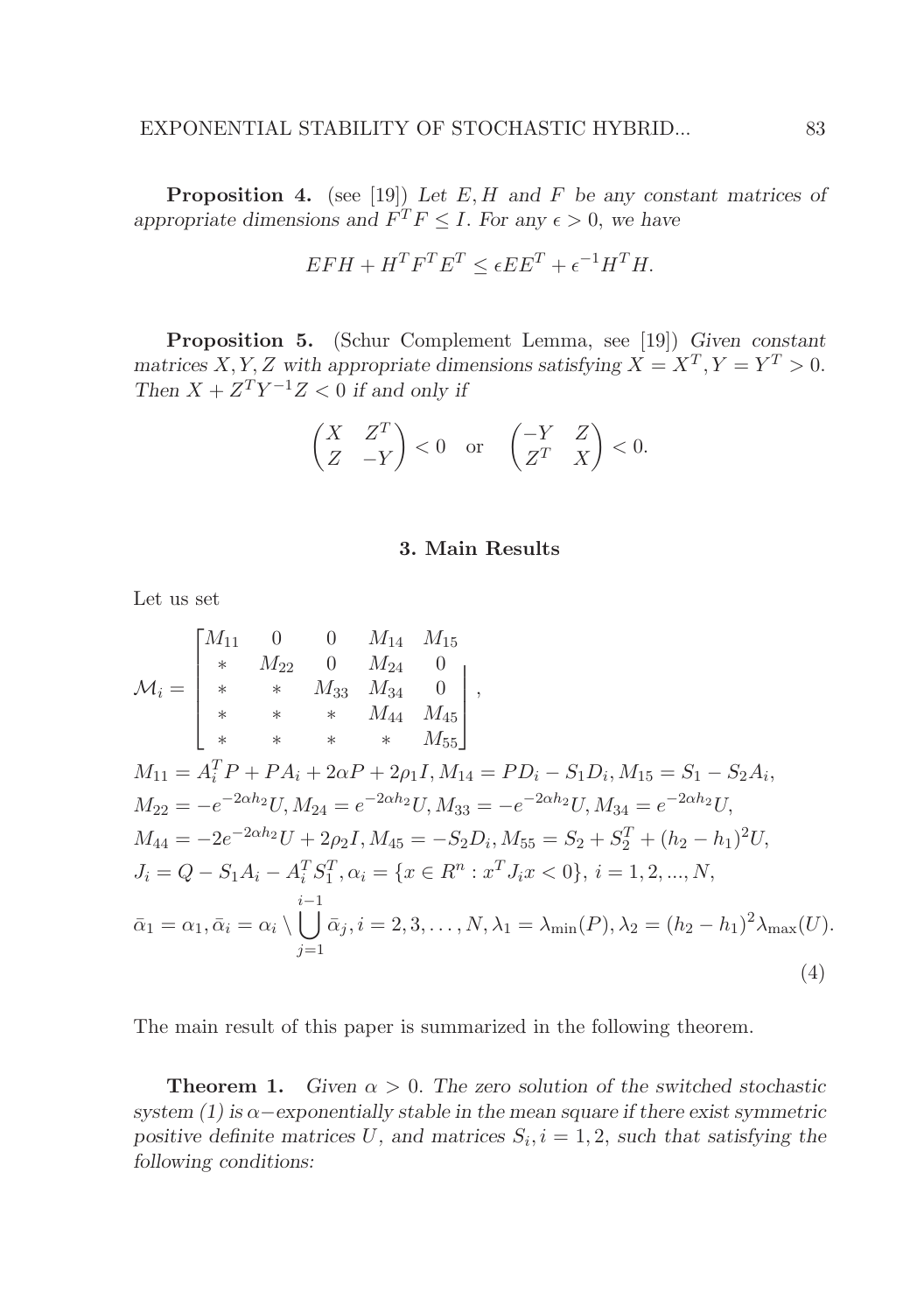**Proposition 4.** (see [19]) *Let $E, H$ and $F$ be any constant matrices of appropriate dimensions and $F^T F \leq I$. For any $\epsilon > 0$, we have*

$$EFH + H^T F^T E^T \leq \epsilon E E^T + \epsilon^{-1} H^T H.$$

**Proposition 5.** (Schur Complement Lemma, see [19]) *Given constant matrices $X, Y, Z$ with appropriate dimensions satisfying $X = X^T, Y = Y^T > 0$. Then $X + Z^T Y^{-1} Z < 0$ if and only if*

$$\begin{pmatrix} X & Z^T \\ Z & -Y \end{pmatrix} < 0 \quad \text{or} \quad \begin{pmatrix} -Y & Z \\ Z^T & X \end{pmatrix} < 0.$$

## 3. Main Results

Let us set

$$\mathcal{M}_i = \begin{bmatrix} M_{11} & 0 & 0 & M_{14} & M_{15} \\ * & M_{22} & 0 & M_{24} & 0 \\ * & * & M_{33} & M_{34} & 0 \\ * & * & * & M_{44} & M_{45} \\ * & * & * & * & M_{55} \end{bmatrix},$$

$$\begin{aligned}
&M_{11} = A_i^T P + P A_i + 2\alpha P + 2\rho_1 I, M_{14} = P D_i - S_1 D_i, M_{15} = S_1 - S_2 A_i, \\
&M_{22} = -e^{-2\alpha h_2} U, M_{24} = e^{-2\alpha h_2} U, M_{33} = -e^{-2\alpha h_2} U, M_{34} = e^{-2\alpha h_2} U, \\
&M_{44} = -2e^{-2\alpha h_2} U + 2\rho_2 I, M_{45} = -S_2 D_i, M_{55} = S_2 + S_2^T + (h_2 - h_1)^2 U, \\
&J_i = Q - S_1 A_i - A_i^T S_1^T, \alpha_i = \{x \in R^n : x^T J_i x < 0\},\ i = 1, 2, ..., N, \\
&\bar{\alpha}_1 = \alpha_1, \bar{\alpha}_i = \alpha_i \setminus \bigcup_{j=1}^{i-1} \bar{\alpha}_j, i = 2, 3, \ldots, N, \lambda_1 = \lambda_{\min}(P), \lambda_2 = (h_2 - h_1)^2 \lambda_{\max}(U).
\end{aligned} \tag{4}$$

The main result of this paper is summarized in the following theorem.

**Theorem 1.** *Given $\alpha > 0$. The zero solution of the switched stochastic system (1) is $\alpha-$exponentially stable in the mean square if there exist symmetric positive definite matrices $U$, and matrices $S_i, i = 1, 2$, such that satisfying the following conditions:*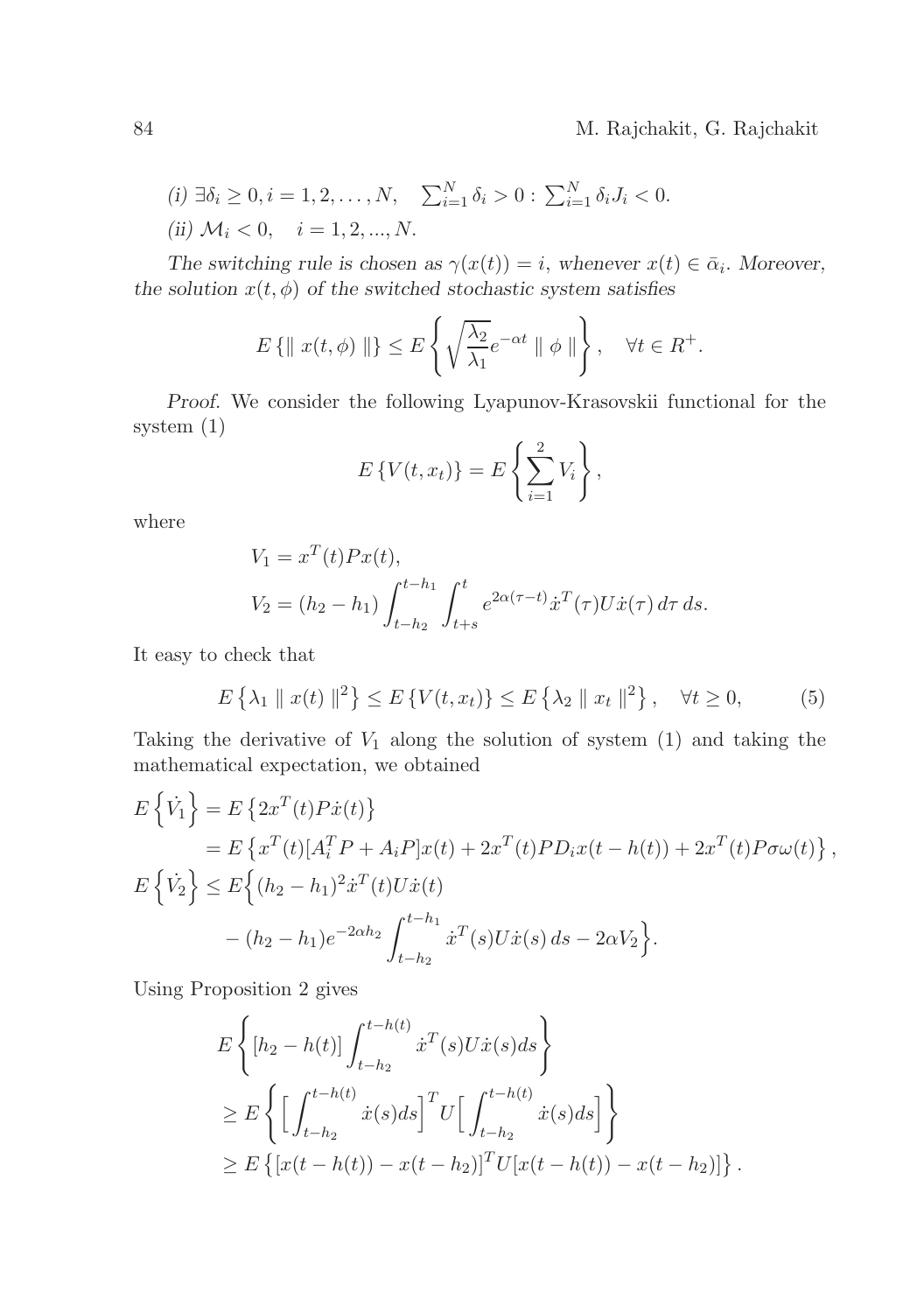*(i)* $\exists \delta_i \geq 0, i = 1, 2, \ldots, N, \quad \sum_{i=1}^{N} \delta_i > 0 : \sum_{i=1}^{N} \delta_i J_i < 0.$

*(ii)* $\mathcal{M}_i < 0, \quad i = 1, 2, ..., N.$

*The switching rule is chosen as $\gamma(x(t)) = i$, whenever $x(t) \in \bar{\alpha}_i$. Moreover, the solution $x(t, \phi)$ of the switched stochastic system satisfies*

$$E\{\| x(t, \phi) \|\} \leq E\left\{\sqrt{\frac{\lambda_2}{\lambda_1}} e^{-\alpha t} \| \phi \|\right\}, \quad \forall t \in R^+.$$

*Proof.* We consider the following Lyapunov-Krasovskii functional for the system (1)

$$E\{V(t, x_t)\} = E\left\{\sum_{i=1}^{2} V_i\right\},$$

where

$$\begin{aligned}
V_1 &= x^T(t) P x(t), \\
V_2 &= (h_2 - h_1) \int_{t-h_2}^{t-h_1} \int_{t+s}^{t} e^{2\alpha(\tau - t)} \dot{x}^T(\tau) U \dot{x}(\tau) \, d\tau \, ds.
\end{aligned}$$

It easy to check that

$$E\left\{\lambda_1 \| x(t) \|^2\right\} \leq E\{V(t, x_t)\} \leq E\left\{\lambda_2 \| x_t \|^2\right\}, \quad \forall t \geq 0, \tag{5}$$

Taking the derivative of $V_1$ along the solution of system (1) and taking the mathematical expectation, we obtained

$$\begin{aligned}
E\left\{\dot{V_1}\right\} &= E\left\{2x^T(t) P \dot{x}(t)\right\} \\
&= E\left\{x^T(t)[A_i^T P + A_i P] x(t) + 2x^T(t) P D_i x(t - h(t)) + 2x^T(t) P \sigma \omega(t)\right\}, \\
E\left\{\dot{V_2}\right\} &\leq E\Big\{(h_2 - h_1)^2 \dot{x}^T(t) U \dot{x}(t) \\
&\quad - (h_2 - h_1) e^{-2\alpha h_2} \int_{t-h_2}^{t-h_1} \dot{x}^T(s) U \dot{x}(s) \, ds - 2\alpha V_2\Big\}.
\end{aligned}$$

Using Proposition 2 gives

$$\begin{aligned}
&E\left\{[h_2 - h(t)] \int_{t-h_2}^{t-h(t)} \dot{x}^T(s) U \dot{x}(s) ds\right\} \\
&\geq E\left\{\Big[\int_{t-h_2}^{t-h(t)} \dot{x}(s) ds\Big]^T U \Big[\int_{t-h_2}^{t-h(t)} \dot{x}(s) ds\Big]\right\} \\
&\geq E\left\{[x(t - h(t)) - x(t - h_2)]^T U [x(t - h(t)) - x(t - h_2)]\right\}.
\end{aligned}$$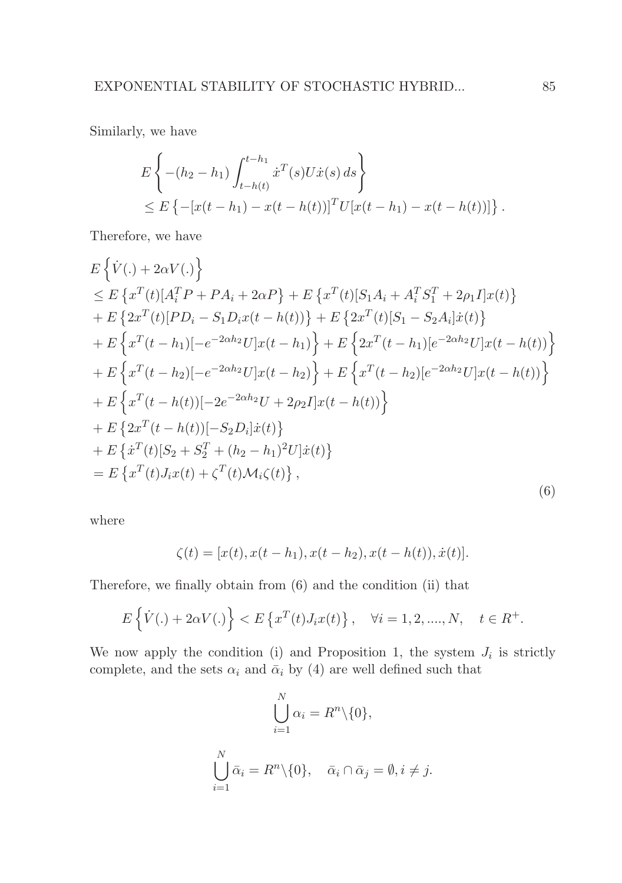Similarly, we have

$$
\begin{aligned}
&E\left\{-(h_2-h_1)\int_{t-h(t)}^{t-h_1}\dot{x}^T(s)U\dot{x}(s)\,ds\right\}\\
&\quad\le E\left\{-[x(t-h_1)-x(t-h(t))]^TU[x(t-h_1)-x(t-h(t))]\right\}.
\end{aligned}
$$

Therefore, we have

$$
\begin{aligned}
&E\left\{\dot{V}(.)+2\alpha V(.)\right\}\\
&\le E\left\{x^T(t)[A_i^TP+PA_i+2\alpha P\right\}+E\left\{x^T(t)[S_1A_i+A_i^TS_1^T+2\rho_1 I]x(t)\right\}\\
&+E\left\{2x^T(t)[PD_i-S_1D_ix(t-h(t))\right\}+E\left\{2x^T(t)[S_1-S_2A_i]\dot{x}(t)\right\}\\
&+E\left\{x^T(t-h_1)[-e^{-2\alpha h_2}U]x(t-h_1)\right\}+E\left\{2x^T(t-h_1)[e^{-2\alpha h_2}U]x(t-h(t))\right\}\\
&+E\left\{x^T(t-h_2)[-e^{-2\alpha h_2}U]x(t-h_2)\right\}+E\left\{x^T(t-h_2)[e^{-2\alpha h_2}U]x(t-h(t))\right\}\\
&+E\left\{x^T(t-h(t))[-2e^{-2\alpha h_2}U+2\rho_2 I]x(t-h(t))\right\}\\
&+E\left\{2x^T(t-h(t))[-S_2D_i]\dot{x}(t)\right\}\\
&+E\left\{\dot{x}^T(t)[S_2+S_2^T+(h_2-h_1)^2U]\dot{x}(t)\right\}\\
&=E\left\{x^T(t)J_ix(t)+\zeta^T(t)\mathcal{M}_i\zeta(t)\right\},
\end{aligned}
\tag{6}
$$

where

$$
\zeta(t)=[x(t),x(t-h_1),x(t-h_2),x(t-h(t)),\dot{x}(t)].
$$

Therefore, we finally obtain from (6) and the condition (ii) that

$$
E\left\{\dot{V}(.)+2\alpha V(.)\right\}<E\left\{x^T(t)J_ix(t)\right\},\quad \forall i=1,2,....,N,\quad t\in R^+.
$$

We now apply the condition (i) and Proposition 1, the system $J_i$ is strictly complete, and the sets $\alpha_i$ and $\bar{\alpha}_i$ by (4) are well defined such that

$$
\bigcup_{i=1}^{N}\alpha_i=R^n\backslash\{0\},
$$

$$
\bigcup_{i=1}^{N}\bar{\alpha}_i=R^n\backslash\{0\},\quad \bar{\alpha}_i\cap\bar{\alpha}_j=\emptyset, i\neq j.
$$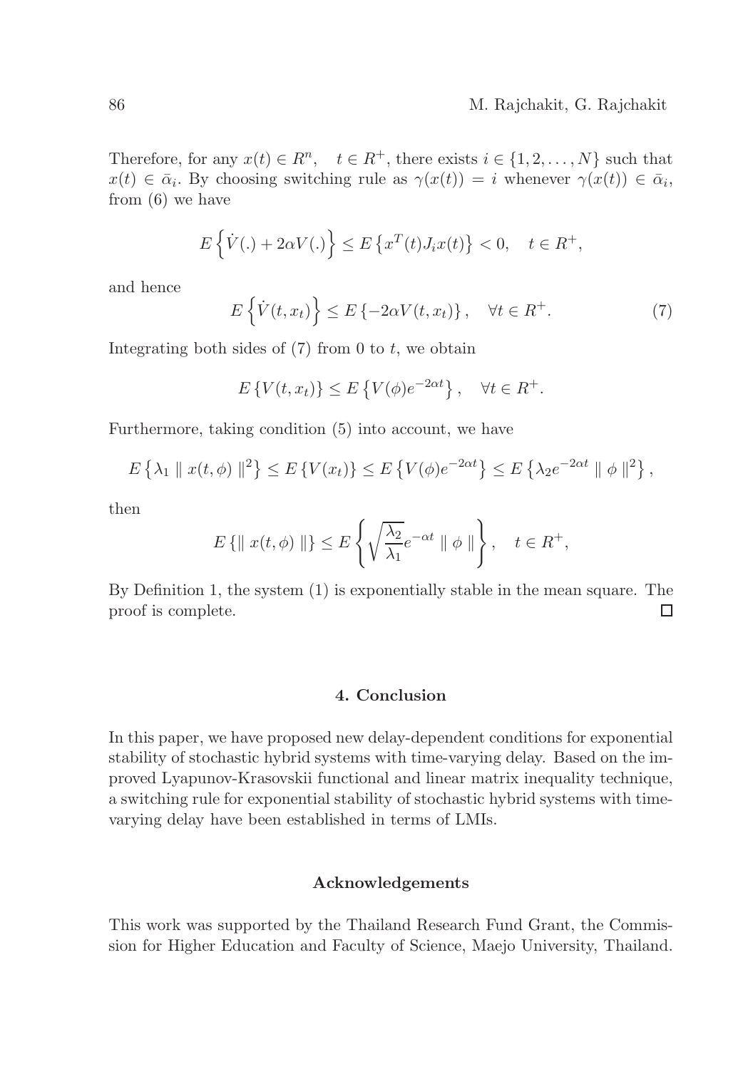Therefore, for any $x(t) \in R^n$, $\quad t \in R^+$, there exists $i \in \{1, 2, \ldots, N\}$ such that $x(t) \in \bar{\alpha}_i$. By choosing switching rule as $\gamma(x(t)) = i$ whenever $\gamma(x(t)) \in \bar{\alpha}_i$, from (6) we have

$$E\left\{\dot{V}(.) + 2\alpha V(.)\right\} \leq E\left\{x^T(t)J_i x(t)\right\} < 0, \quad t \in R^+,$$

and hence

$$E\left\{\dot{V}(t, x_t)\right\} \leq E\left\{-2\alpha V(t, x_t)\right\}, \quad \forall t \in R^+. \tag{7}$$

Integrating both sides of (7) from 0 to $t$, we obtain

$$E\left\{V(t, x_t)\right\} \leq E\left\{V(\phi)e^{-2\alpha t}\right\}, \quad \forall t \in R^+.$$

Furthermore, taking condition (5) into account, we have

$$E\left\{\lambda_1 \parallel x(t, \phi) \parallel^2\right\} \leq E\left\{V(x_t)\right\} \leq E\left\{V(\phi)e^{-2\alpha t}\right\} \leq E\left\{\lambda_2 e^{-2\alpha t} \parallel \phi \parallel^2\right\},$$

then

$$E\left\{\parallel x(t, \phi) \parallel\right\} \leq E\left\{\sqrt{\frac{\lambda_2}{\lambda_1}} e^{-\alpha t} \parallel \phi \parallel\right\}, \quad t \in R^+,$$

By Definition 1, the system (1) is exponentially stable in the mean square. The proof is complete. □

## 4. Conclusion

In this paper, we have proposed new delay-dependent conditions for exponential stability of stochastic hybrid systems with time-varying delay. Based on the improved Lyapunov-Krasovskii functional and linear matrix inequality technique, a switching rule for exponential stability of stochastic hybrid systems with time-varying delay have been established in terms of LMIs.

## Acknowledgements

This work was supported by the Thailand Research Fund Grant, the Commission for Higher Education and Faculty of Science, Maejo University, Thailand.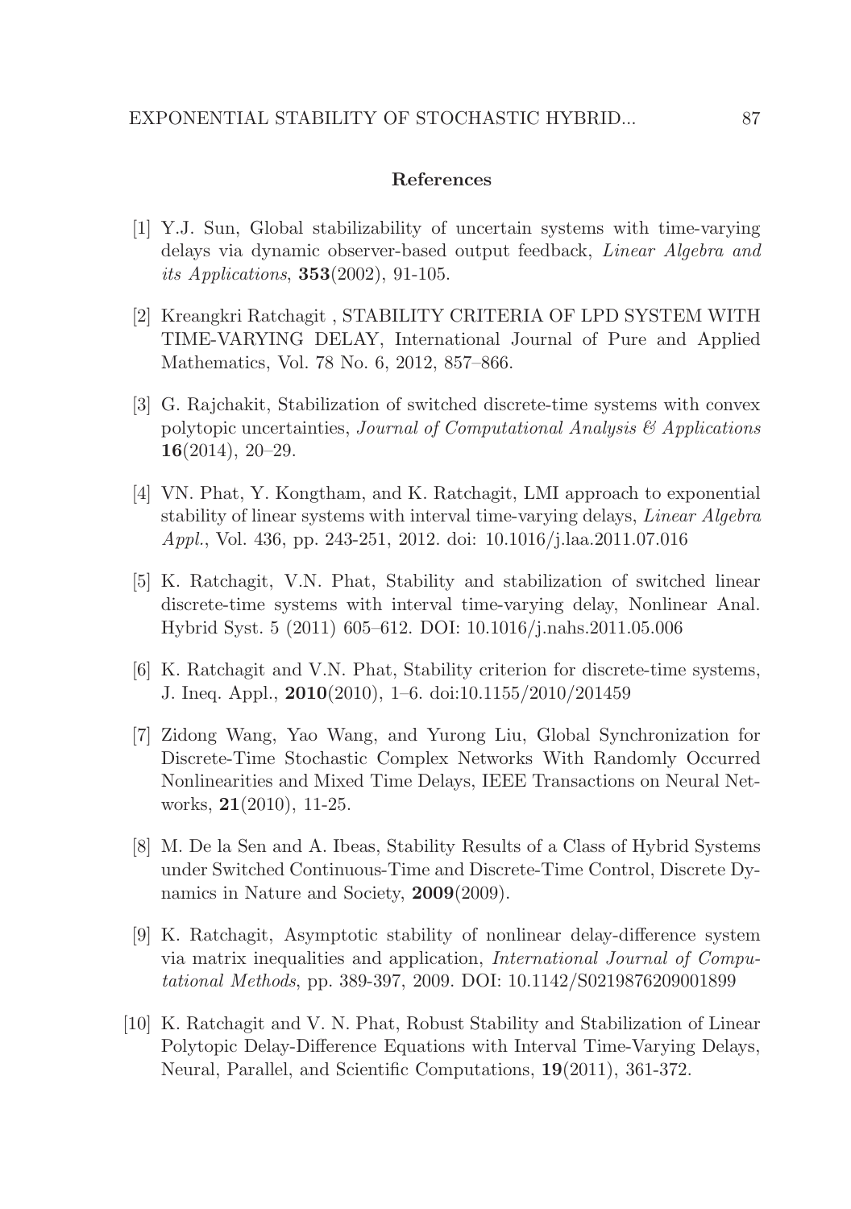## References

[1] Y.J. Sun, Global stabilizability of uncertain systems with time-varying delays via dynamic observer-based output feedback, *Linear Algebra and its Applications*, **353**(2002), 91-105.

[2] Kreangkri Ratchagit , STABILITY CRITERIA OF LPD SYSTEM WITH TIME-VARYING DELAY, International Journal of Pure and Applied Mathematics, Vol. 78 No. 6, 2012, 857–866.

[3] G. Rajchakit, Stabilization of switched discrete-time systems with convex polytopic uncertainties, *Journal of Computational Analysis & Applications* **16**(2014), 20–29.

[4] VN. Phat, Y. Kongtham, and K. Ratchagit, LMI approach to exponential stability of linear systems with interval time-varying delays, *Linear Algebra Appl.*, Vol. 436, pp. 243-251, 2012. doi: 10.1016/j.laa.2011.07.016

[5] K. Ratchagit, V.N. Phat, Stability and stabilization of switched linear discrete-time systems with interval time-varying delay, Nonlinear Anal. Hybrid Syst. 5 (2011) 605–612. DOI: 10.1016/j.nahs.2011.05.006

[6] K. Ratchagit and V.N. Phat, Stability criterion for discrete-time systems, J. Ineq. Appl., **2010**(2010), 1–6. doi:10.1155/2010/201459

[7] Zidong Wang, Yao Wang, and Yurong Liu, Global Synchronization for Discrete-Time Stochastic Complex Networks With Randomly Occurred Nonlinearities and Mixed Time Delays, IEEE Transactions on Neural Networks, **21**(2010), 11-25.

[8] M. De la Sen and A. Ibeas, Stability Results of a Class of Hybrid Systems under Switched Continuous-Time and Discrete-Time Control, Discrete Dynamics in Nature and Society, **2009**(2009).

[9] K. Ratchagit, Asymptotic stability of nonlinear delay-difference system via matrix inequalities and application, *International Journal of Computational Methods*, pp. 389-397, 2009. DOI: 10.1142/S0219876209001899

[10] K. Ratchagit and V. N. Phat, Robust Stability and Stabilization of Linear Polytopic Delay-Difference Equations with Interval Time-Varying Delays, Neural, Parallel, and Scientific Computations, **19**(2011), 361-372.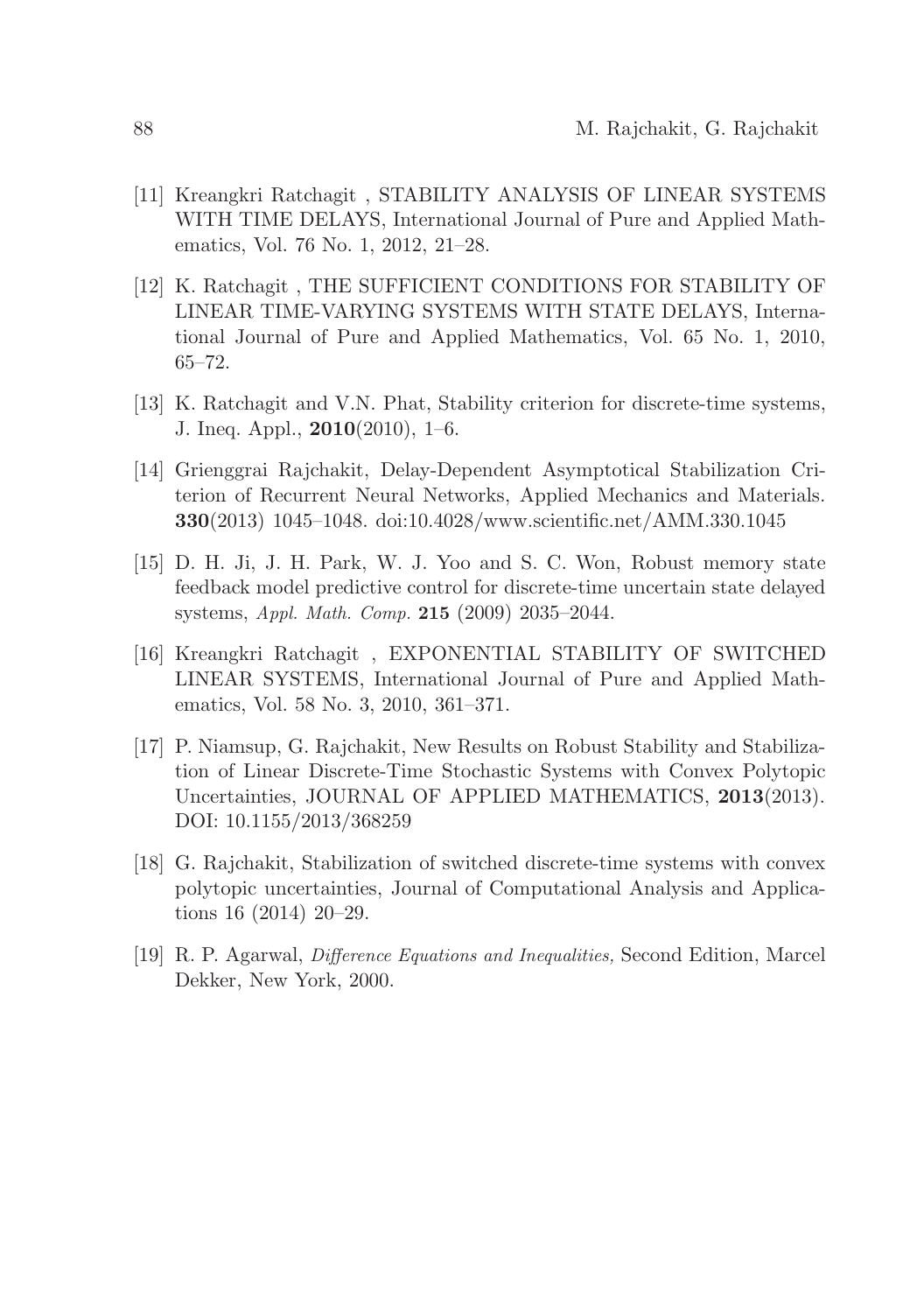[11] Kreangkri Ratchagit , STABILITY ANALYSIS OF LINEAR SYSTEMS WITH TIME DELAYS, International Journal of Pure and Applied Mathematics, Vol. 76 No. 1, 2012, 21–28.

[12] K. Ratchagit , THE SUFFICIENT CONDITIONS FOR STABILITY OF LINEAR TIME-VARYING SYSTEMS WITH STATE DELAYS, International Journal of Pure and Applied Mathematics, Vol. 65 No. 1, 2010, 65–72.

[13] K. Ratchagit and V.N. Phat, Stability criterion for discrete-time systems, J. Ineq. Appl., **2010**(2010), 1–6.

[14] Grienggrai Rajchakit, Delay-Dependent Asymptotical Stabilization Criterion of Recurrent Neural Networks, Applied Mechanics and Materials. **330**(2013) 1045–1048. doi:10.4028/www.scientific.net/AMM.330.1045

[15] D. H. Ji, J. H. Park, W. J. Yoo and S. C. Won, Robust memory state feedback model predictive control for discrete-time uncertain state delayed systems, *Appl. Math. Comp.* **215** (2009) 2035–2044.

[16] Kreangkri Ratchagit , EXPONENTIAL STABILITY OF SWITCHED LINEAR SYSTEMS, International Journal of Pure and Applied Mathematics, Vol. 58 No. 3, 2010, 361–371.

[17] P. Niamsup, G. Rajchakit, New Results on Robust Stability and Stabilization of Linear Discrete-Time Stochastic Systems with Convex Polytopic Uncertainties, JOURNAL OF APPLIED MATHEMATICS, **2013**(2013). DOI: 10.1155/2013/368259

[18] G. Rajchakit, Stabilization of switched discrete-time systems with convex polytopic uncertainties, Journal of Computational Analysis and Applications 16 (2014) 20–29.

[19] R. P. Agarwal, *Difference Equations and Inequalities,* Second Edition, Marcel Dekker, New York, 2000.